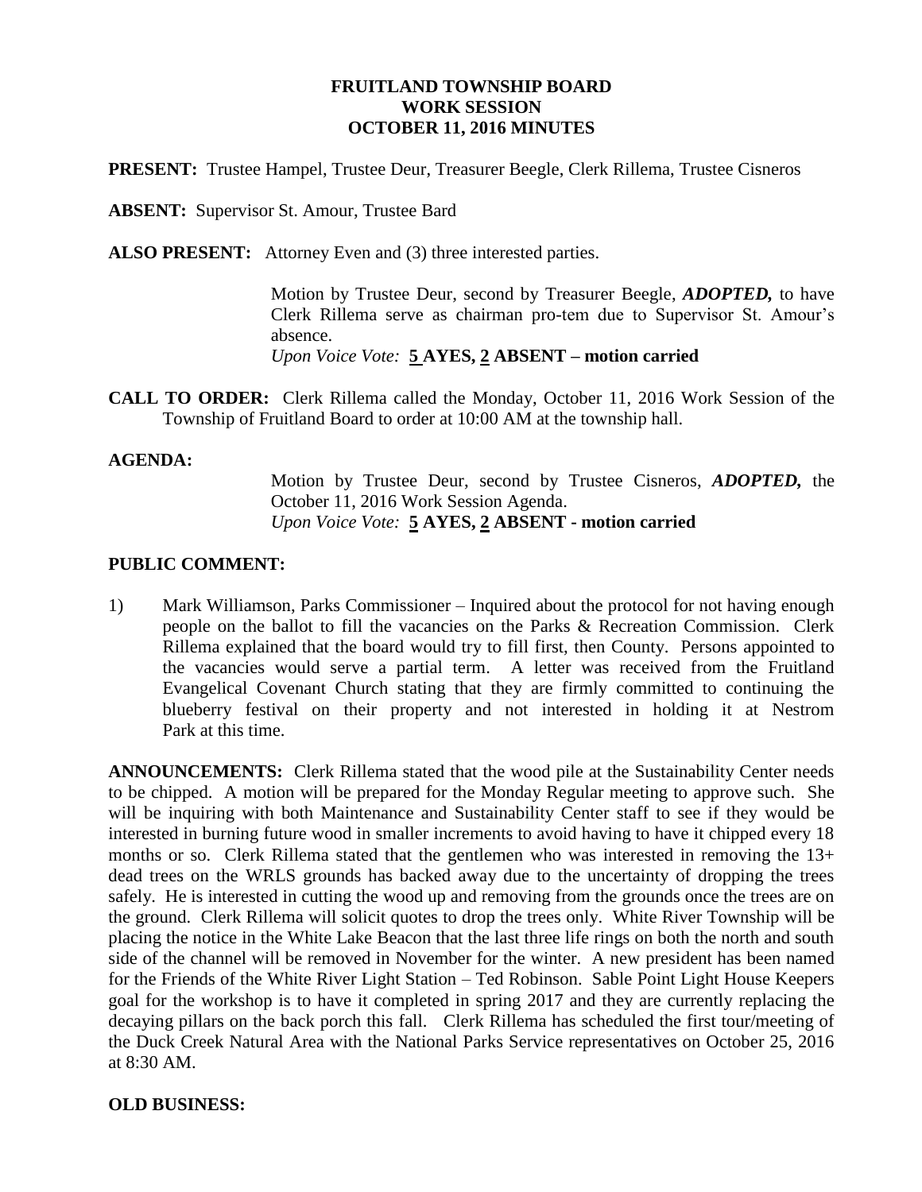# FRUITLAND TOWNSHIP BOARD
## WORK SESSION
## OCTOBER 11, 2016 MINUTES

**PRESENT:** Trustee Hampel, Trustee Deur, Treasurer Beegle, Clerk Rillema, Trustee Cisneros

**ABSENT:** Supervisor St. Amour, Trustee Bard

**ALSO PRESENT:** Attorney Even and (3) three interested parties.

Motion by Trustee Deur, second by Treasurer Beegle, ***ADOPTED,*** to have Clerk Rillema serve as chairman pro-tem due to Supervisor St. Amour's absence.
*Upon Voice Vote:* **5 AYES, 2 ABSENT – motion carried**

**CALL TO ORDER:** Clerk Rillema called the Monday, October 11, 2016 Work Session of the Township of Fruitland Board to order at 10:00 AM at the township hall.

**AGENDA:**

Motion by Trustee Deur, second by Trustee Cisneros, ***ADOPTED,*** the October 11, 2016 Work Session Agenda.
*Upon Voice Vote:* **5 AYES, 2 ABSENT - motion carried**

**PUBLIC COMMENT:**

1) Mark Williamson, Parks Commissioner – Inquired about the protocol for not having enough people on the ballot to fill the vacancies on the Parks & Recreation Commission. Clerk Rillema explained that the board would try to fill first, then County. Persons appointed to the vacancies would serve a partial term. A letter was received from the Fruitland Evangelical Covenant Church stating that they are firmly committed to continuing the blueberry festival on their property and not interested in holding it at Nestrom Park at this time.

**ANNOUNCEMENTS:** Clerk Rillema stated that the wood pile at the Sustainability Center needs to be chipped. A motion will be prepared for the Monday Regular meeting to approve such. She will be inquiring with both Maintenance and Sustainability Center staff to see if they would be interested in burning future wood in smaller increments to avoid having to have it chipped every 18 months or so. Clerk Rillema stated that the gentlemen who was interested in removing the 13+ dead trees on the WRLS grounds has backed away due to the uncertainty of dropping the trees safely. He is interested in cutting the wood up and removing from the grounds once the trees are on the ground. Clerk Rillema will solicit quotes to drop the trees only. White River Township will be placing the notice in the White Lake Beacon that the last three life rings on both the north and south side of the channel will be removed in November for the winter. A new president has been named for the Friends of the White River Light Station – Ted Robinson. Sable Point Light House Keepers goal for the workshop is to have it completed in spring 2017 and they are currently replacing the decaying pillars on the back porch this fall. Clerk Rillema has scheduled the first tour/meeting of the Duck Creek Natural Area with the National Parks Service representatives on October 25, 2016 at 8:30 AM.

**OLD BUSINESS:**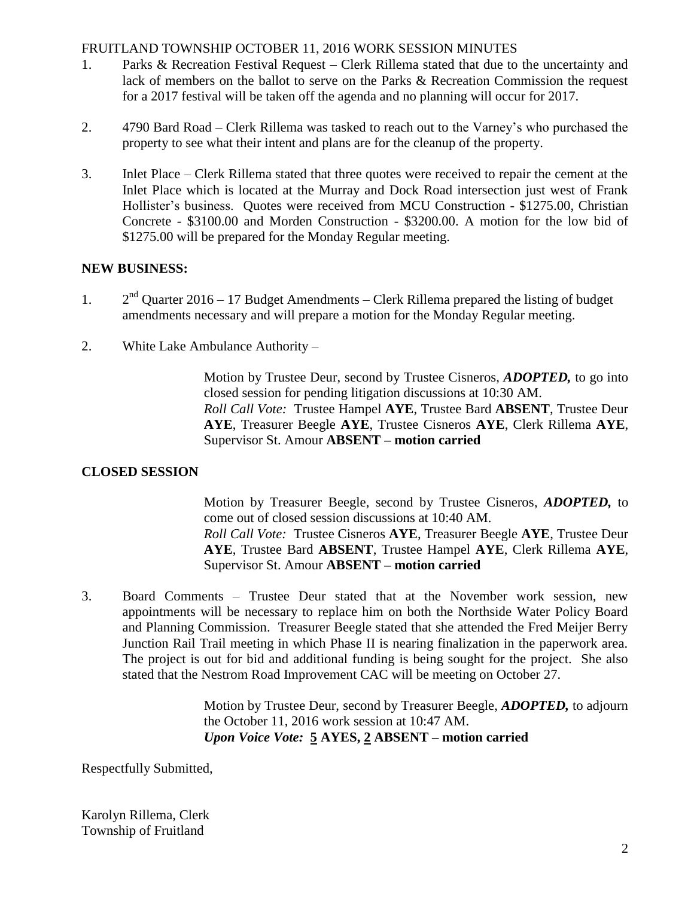FRUITLAND TOWNSHIP OCTOBER 11, 2016 WORK SESSION MINUTES

1. Parks & Recreation Festival Request – Clerk Rillema stated that due to the uncertainty and lack of members on the ballot to serve on the Parks & Recreation Commission the request for a 2017 festival will be taken off the agenda and no planning will occur for 2017.

2. 4790 Bard Road – Clerk Rillema was tasked to reach out to the Varney's who purchased the property to see what their intent and plans are for the cleanup of the property.

3. Inlet Place – Clerk Rillema stated that three quotes were received to repair the cement at the Inlet Place which is located at the Murray and Dock Road intersection just west of Frank Hollister's business. Quotes were received from MCU Construction - $1275.00, Christian Concrete - $3100.00 and Morden Construction - $3200.00. A motion for the low bid of $1275.00 will be prepared for the Monday Regular meeting.

## NEW BUSINESS:

1. 2nd Quarter 2016 – 17 Budget Amendments – Clerk Rillema prepared the listing of budget amendments necessary and will prepare a motion for the Monday Regular meeting.

2. White Lake Ambulance Authority –

   Motion by Trustee Deur, second by Trustee Cisneros, ***ADOPTED,*** to go into closed session for pending litigation discussions at 10:30 AM.
   *Roll Call Vote:* Trustee Hampel **AYE**, Trustee Bard **ABSENT**, Trustee Deur **AYE**, Treasurer Beegle **AYE**, Trustee Cisneros **AYE**, Clerk Rillema **AYE**, Supervisor St. Amour **ABSENT – motion carried**

## CLOSED SESSION

   Motion by Treasurer Beegle, second by Trustee Cisneros, ***ADOPTED,*** to come out of closed session discussions at 10:40 AM.
   *Roll Call Vote:* Trustee Cisneros **AYE**, Treasurer Beegle **AYE**, Trustee Deur **AYE**, Trustee Bard **ABSENT**, Trustee Hampel **AYE**, Clerk Rillema **AYE**, Supervisor St. Amour **ABSENT – motion carried**

3. Board Comments – Trustee Deur stated that at the November work session, new appointments will be necessary to replace him on both the Northside Water Policy Board and Planning Commission. Treasurer Beegle stated that she attended the Fred Meijer Berry Junction Rail Trail meeting in which Phase II is nearing finalization in the paperwork area. The project is out for bid and additional funding is being sought for the project. She also stated that the Nestrom Road Improvement CAC will be meeting on October 27.

   Motion by Trustee Deur, second by Treasurer Beegle, ***ADOPTED,*** to adjourn the October 11, 2016 work session at 10:47 AM.
   ***Upon Voice Vote:* 5 AYES, 2 ABSENT – motion carried**

Respectfully Submitted,

Karolyn Rillema, Clerk
Township of Fruitland